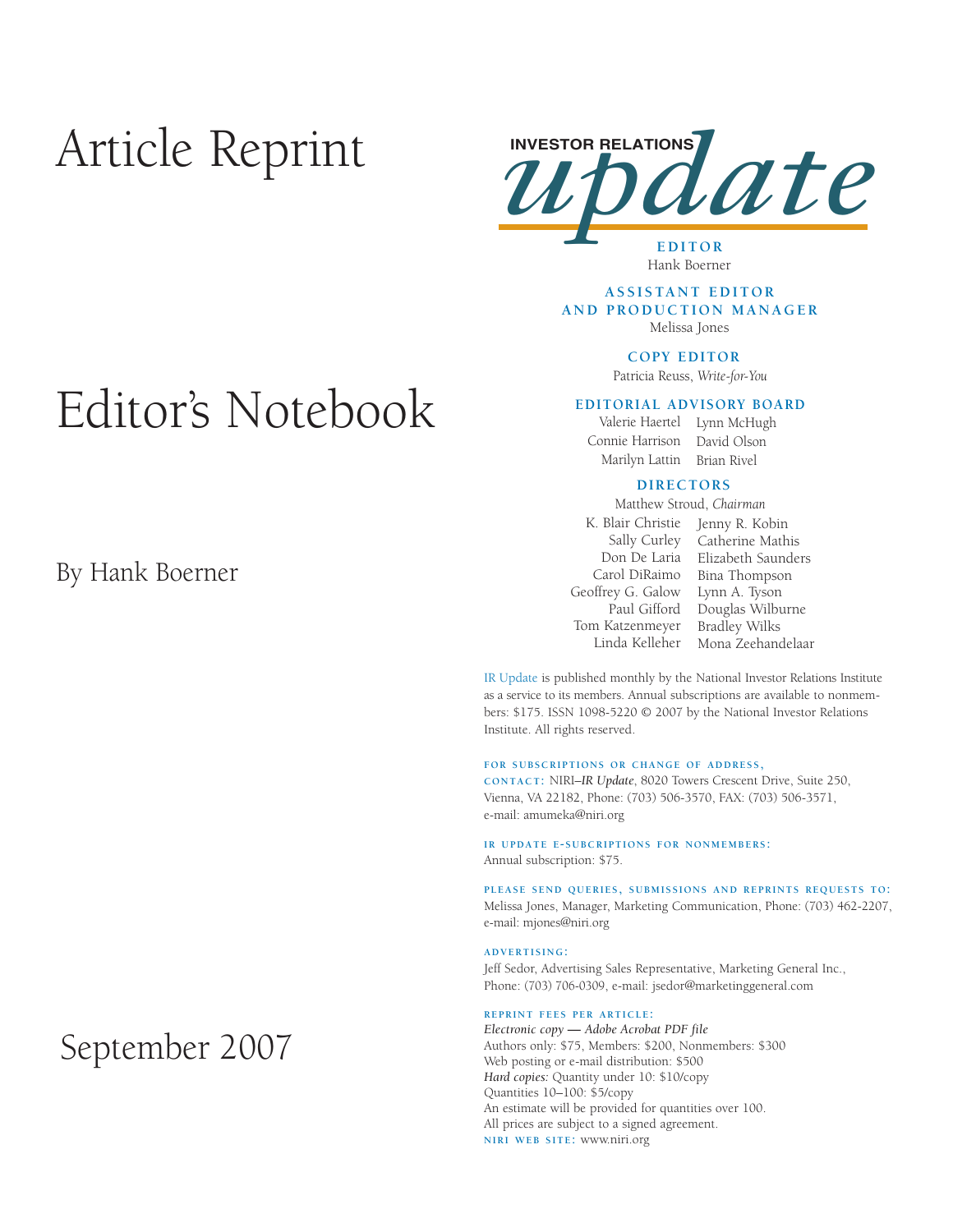# Article Reprint

# Editor's Notebook

By Hank Boerner

September 2007

**INVESTOR RELATIONS** *update*

**EDITOR**
Hank Boerner

**ASSISTANT EDITOR AND PRODUCTION MANAGER**
Melissa Jones

**COPY EDITOR**
Patricia Reuss, *Write-for-You*

**EDITORIAL ADVISORY BOARD**
Valerie Haertel
Connie Harrison
Marilyn Lattin
Lynn McHugh
David Olson
Brian Rivel

**DIRECTORS**
Matthew Stroud, *Chairman*
K. Blair Christie
Sally Curley
Don De Laria
Carol DiRaimo
Geoffrey G. Galow
Paul Gifford
Tom Katzenmeyer
Linda Kelleher
Jenny R. Kobin
Catherine Mathis
Elizabeth Saunders
Bina Thompson
Lynn A. Tyson
Douglas Wilburne
Bradley Wilks
Mona Zeehandelaar

IR Update is published monthly by the National Investor Relations Institute as a service to its members. Annual subscriptions are available to nonmembers: $175. ISSN 1098-5220 © 2007 by the National Investor Relations Institute. All rights reserved.

**FOR SUBSCRIPTIONS OR CHANGE OF ADDRESS, CONTACT:** NIRI–*IR Update*, 8020 Towers Crescent Drive, Suite 250, Vienna, VA 22182, Phone: (703) 506-3570, FAX: (703) 506-3571, e-mail: amumeka@niri.org

**IR UPDATE E-SUBCRIPTIONS FOR NONMEMBERS:**
Annual subscription: $75.

**PLEASE SEND QUERIES, SUBMISSIONS AND REPRINTS REQUESTS TO:**
Melissa Jones, Manager, Marketing Communication, Phone: (703) 462-2207, e-mail: mjones@niri.org

**ADVERTISING:**
Jeff Sedor, Advertising Sales Representative, Marketing General Inc., Phone: (703) 706-0309, e-mail: jsedor@marketinggeneral.com

**REPRINT FEES PER ARTICLE:**
*Electronic copy — Adobe Acrobat PDF file*
Authors only: $75, Members: $200, Nonmembers: $300
Web posting or e-mail distribution: $500
*Hard copies:* Quantity under 10: $10/copy
Quantities 10–100: $5/copy
An estimate will be provided for quantities over 100.
All prices are subject to a signed agreement.
**NIRI WEB SITE:** www.niri.org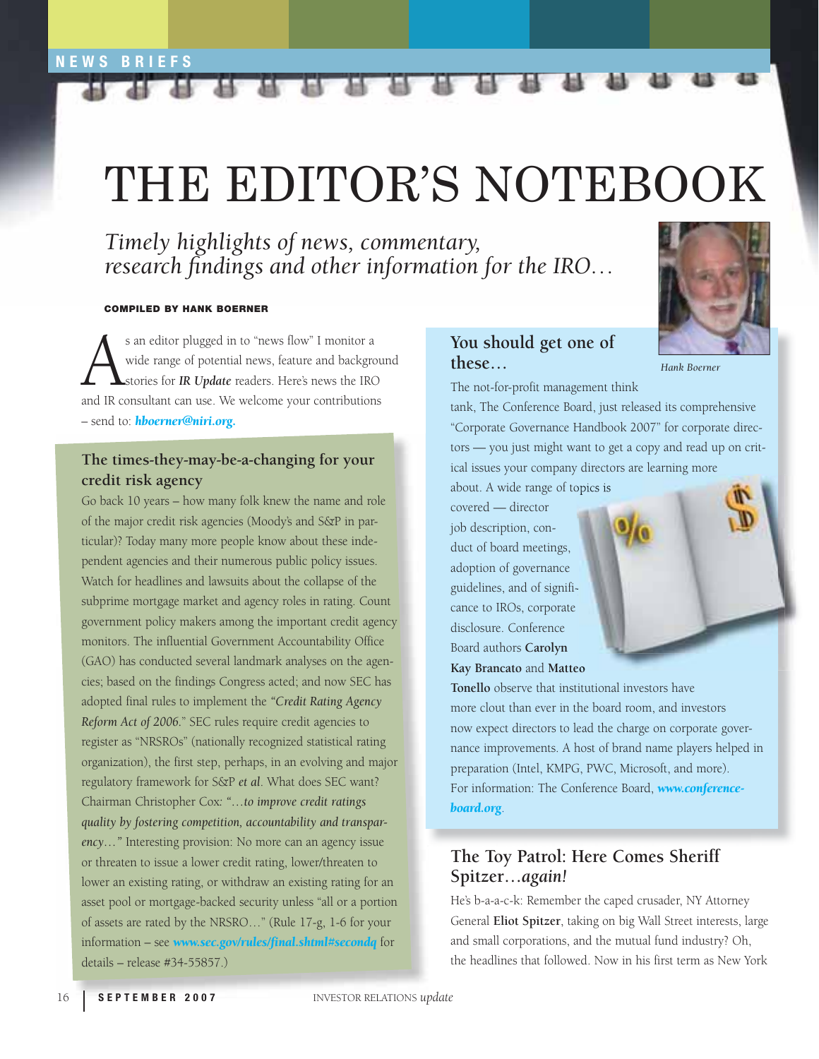NEWS BRIEFS

# THE EDITOR'S NOTEBOOK

*Timely highlights of news, commentary, research findings and other information for the IRO…*

Hank Boerner

**COMPILED BY HANK BOERNER**

As an editor plugged in to "news flow" I monitor a wide range of potential news, feature and background stories for ***IR Update*** readers. Here's news the IRO and IR consultant can use. We welcome your contributions – send to: ***hboerner@niri.org***.

## The times-they-may-be-a-changing for your credit risk agency

Go back 10 years – how many folk knew the name and role of the major credit risk agencies (Moody's and S&P in particular)? Today many more people know about these independent agencies and their numerous public policy issues. Watch for headlines and lawsuits about the collapse of the subprime mortgage market and agency roles in rating. Count government policy makers among the important credit agency monitors. The influential Government Accountability Office (GAO) has conducted several landmark analyses on the agencies; based on the findings Congress acted; and now SEC has adopted final rules to implement the *"Credit Rating Agency Reform Act of 2006*." SEC rules require credit agencies to register as "NRSROs" (nationally recognized statistical rating organization), the first step, perhaps, in an evolving and major regulatory framework for S&P *et al*. What does SEC want? Chairman Christopher Cox: *"…to improve credit ratings quality by fostering competition, accountability and transparency…"* Interesting provision: No more can an agency issue or threaten to issue a lower credit rating, lower/threaten to lower an existing rating, or withdraw an existing rating for an asset pool or mortgage-backed security unless "all or a portion of assets are rated by the NRSRO…" (Rule 17-g, 1-6 for your information – see ***www.sec.gov/rules/final.shtml#secondq*** for details – release #34-55857.)

## You should get one of these…

The not-for-profit management think tank, The Conference Board, just released its comprehensive "Corporate Governance Handbook 2007" for corporate directors — you just might want to get a copy and read up on critical issues your company directors are learning more about. A wide range of topics is covered — director job description, conduct of board meetings, adoption of governance guidelines, and of significance to IROs, corporate disclosure. Conference Board authors **Carolyn Kay Brancato** and **Matteo Tonello** observe that institutional investors have more clout than ever in the board room, and investors now expect directors to lead the charge on corporate governance improvements. A host of brand name players helped in preparation (Intel, KMPG, PWC, Microsoft, and more). For information: The Conference Board, ***www.conference-board.org***.

## The Toy Patrol: Here Comes Sheriff Spitzer…*again!*

He's b-a-a-c-k: Remember the caped crusader, NY Attorney General **Eliot Spitzer**, taking on big Wall Street interests, large and small corporations, and the mutual fund industry? Oh, the headlines that followed. Now in his first term as New York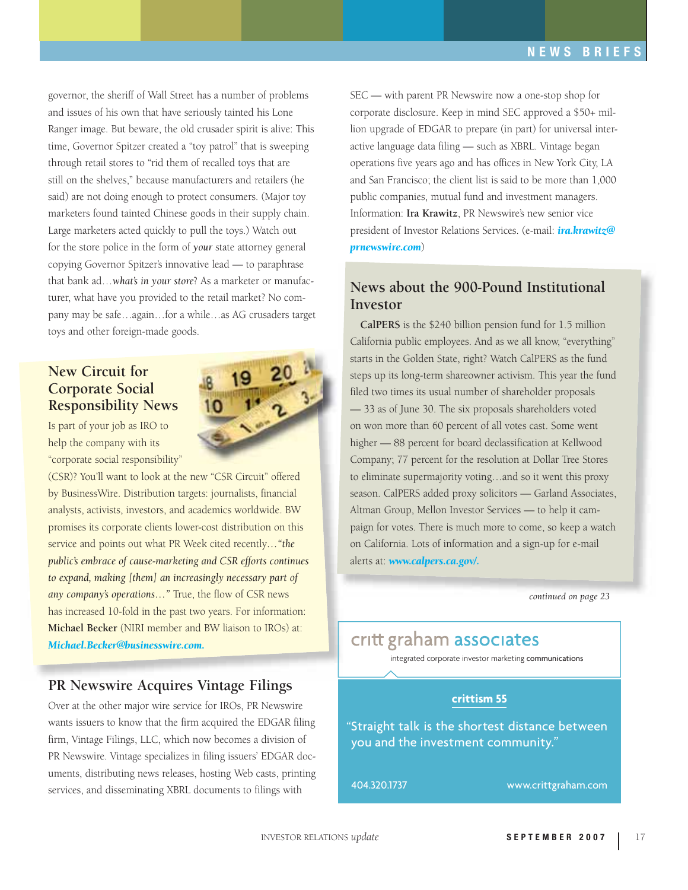governor, the sheriff of Wall Street has a number of problems and issues of his own that have seriously tainted his Lone Ranger image. But beware, the old crusader spirit is alive: This time, Governor Spitzer created a "toy patrol" that is sweeping through retail stores to "rid them of recalled toys that are still on the shelves," because manufacturers and retailers (he said) are not doing enough to protect consumers. (Major toy marketers found tainted Chinese goods in their supply chain. Large marketers acted quickly to pull the toys.) Watch out for the store police in the form of *your* state attorney general copying Governor Spitzer's innovative lead — to paraphrase that bank ad…*what's in your store*? As a marketer or manufacturer, what have you provided to the retail market? No company may be safe…again…for a while…as AG crusaders target toys and other foreign-made goods.

## New Circuit for Corporate Social Responsibility News

Is part of your job as IRO to help the company with its "corporate social responsibility" (CSR)? You'll want to look at the new "CSR Circuit" offered by BusinessWire. Distribution targets: journalists, financial analysts, activists, investors, and academics worldwide. BW promises its corporate clients lower-cost distribution on this service and points out what PR Week cited recently…*"the public's embrace of cause-marketing and CSR efforts continues to expand, making [them] an increasingly necessary part of any company's operations…"* True, the flow of CSR news has increased 10-fold in the past two years. For information: **Michael Becker** (NIRI member and BW liaison to IROs) at: ***Michael.Becker@businesswire.com.***

## PR Newswire Acquires Vintage Filings

Over at the other major wire service for IROs, PR Newswire wants issuers to know that the firm acquired the EDGAR filing firm, Vintage Filings, LLC, which now becomes a division of PR Newswire. Vintage specializes in filing issuers' EDGAR documents, distributing news releases, hosting Web casts, printing services, and disseminating XBRL documents to filings with SEC — with parent PR Newswire now a one-stop shop for corporate disclosure. Keep in mind SEC approved a $50+ million upgrade of EDGAR to prepare (in part) for universal interactive language data filing — such as XBRL. Vintage began operations five years ago and has offices in New York City, LA and San Francisco; the client list is said to be more than 1,000 public companies, mutual fund and investment managers. Information: **Ira Krawitz**, PR Newswire's new senior vice president of Investor Relations Services. (e-mail: ***ira.krawitz@prnewswire.com***)

## News about the 900-Pound Institutional Investor

**CalPERS** is the $240 billion pension fund for 1.5 million California public employees. And as we all know, "everything" starts in the Golden State, right? Watch CalPERS as the fund steps up its long-term shareowner activism. This year the fund filed two times its usual number of shareholder proposals — 33 as of June 30. The six proposals shareholders voted on won more than 60 percent of all votes cast. Some went higher — 88 percent for board declassification at Kellwood Company; 77 percent for the resolution at Dollar Tree Stores to eliminate supermajority voting…and so it went this proxy season. CalPERS added proxy solicitors — Garland Associates, Altman Group, Mellon Investor Services — to help it campaign for votes. There is much more to come, so keep a watch on California. Lots of information and a sign-up for e-mail alerts at: ***www.calpers.ca.gov/.***

*continued on page 23*

critt graham associates

integrated corporate investor marketing communications

**crittism 55**

"Straight talk is the shortest distance between you and the investment community."

404.320.1737 www.crittgraham.com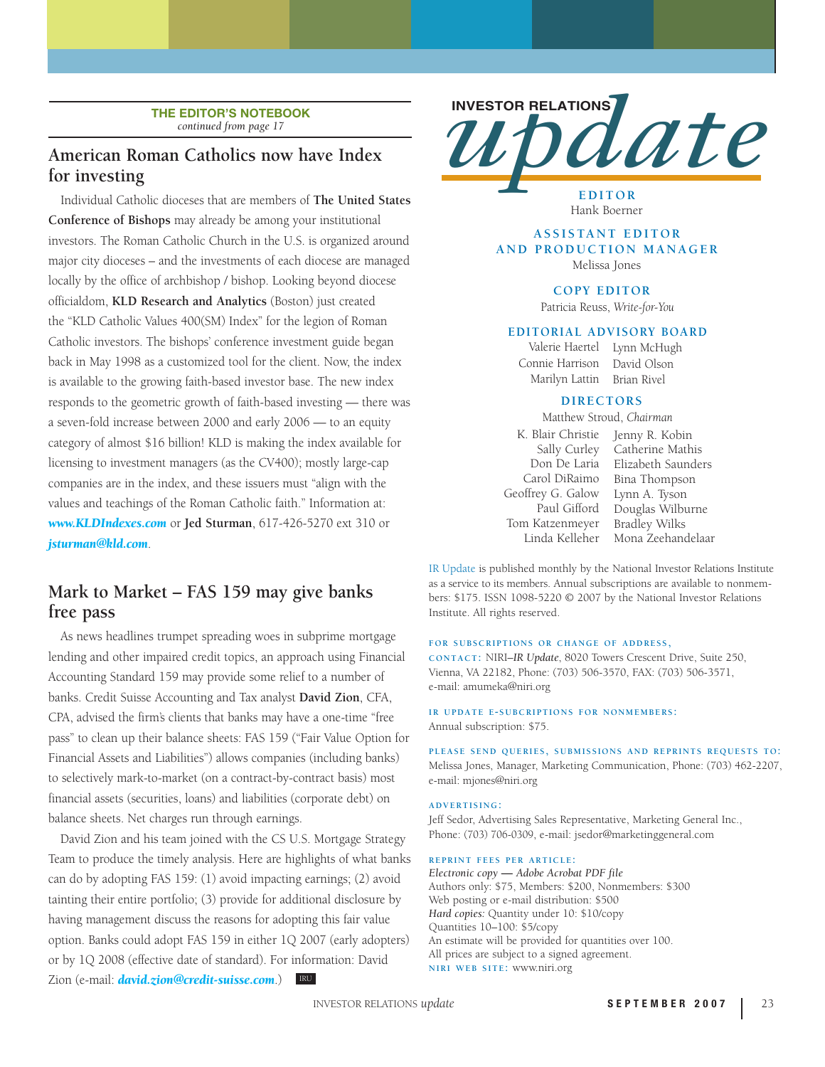**THE EDITOR'S NOTEBOOK**
*continued from page 17*

## American Roman Catholics now have Index for investing

Individual Catholic dioceses that are members of **The United States Conference of Bishops** may already be among your institutional investors. The Roman Catholic Church in the U.S. is organized around major city dioceses – and the investments of each diocese are managed locally by the office of archbishop / bishop. Looking beyond diocese officialdom, **KLD Research and Analytics** (Boston) just created the "KLD Catholic Values 400(SM) Index" for the legion of Roman Catholic investors. The bishops' conference investment guide began back in May 1998 as a customized tool for the client. Now, the index is available to the growing faith-based investor base. The new index responds to the geometric growth of faith-based investing — there was a seven-fold increase between 2000 and early 2006 — to an equity category of almost $16 billion! KLD is making the index available for licensing to investment managers (as the CV400); mostly large-cap companies are in the index, and these issuers must "align with the values and teachings of the Roman Catholic faith." Information at: ***www.KLDIndexes.com*** or **Jed Sturman**, 617-426-5270 ext 310 or ***jsturman@kld.com***.

## Mark to Market – FAS 159 may give banks free pass

As news headlines trumpet spreading woes in subprime mortgage lending and other impaired credit topics, an approach using Financial Accounting Standard 159 may provide some relief to a number of banks. Credit Suisse Accounting and Tax analyst **David Zion**, CFA, CPA, advised the firm's clients that banks may have a one-time "free pass" to clean up their balance sheets: FAS 159 ("Fair Value Option for Financial Assets and Liabilities") allows companies (including banks) to selectively mark-to-market (on a contract-by-contract basis) most financial assets (securities, loans) and liabilities (corporate debt) on balance sheets. Net charges run through earnings.

David Zion and his team joined with the CS U.S. Mortgage Strategy Team to produce the timely analysis. Here are highlights of what banks can do by adopting FAS 159: (1) avoid impacting earnings; (2) avoid tainting their entire portfolio; (3) provide for additional disclosure by having management discuss the reasons for adopting this fair value option. Banks could adopt FAS 159 in either 1Q 2007 (early adopters) or by 1Q 2008 (effective date of standard). For information: David Zion (e-mail: ***david.zion@credit-suisse.com***.) IRU

---

**INVESTOR RELATIONS *update***

**EDITOR**
Hank Boerner

**ASSISTANT EDITOR AND PRODUCTION MANAGER**
Melissa Jones

**COPY EDITOR**
Patricia Reuss, *Write-for-You*

**EDITORIAL ADVISORY BOARD**
Valerie Haertel, Lynn McHugh, Connie Harrison, David Olson, Marilyn Lattin, Brian Rivel

**DIRECTORS**
Matthew Stroud, *Chairman*
K. Blair Christie, Jenny R. Kobin, Sally Curley, Catherine Mathis, Don De Laria, Elizabeth Saunders, Carol DiRaimo, Bina Thompson, Geoffrey G. Galow, Lynn A. Tyson, Paul Gifford, Douglas Wilburne, Tom Katzenmeyer, Bradley Wilks, Linda Kelleher, Mona Zeehandelaar

IR Update is published monthly by the National Investor Relations Institute as a service to its members. Annual subscriptions are available to nonmembers: $175. ISSN 1098-5220 © 2007 by the National Investor Relations Institute. All rights reserved.

**FOR SUBSCRIPTIONS OR CHANGE OF ADDRESS, CONTACT:** NIRI–*IR Update*, 8020 Towers Crescent Drive, Suite 250, Vienna, VA 22182, Phone: (703) 506-3570, FAX: (703) 506-3571, e-mail: amumeka@niri.org

**IR UPDATE E-SUBCRIPTIONS FOR NONMEMBERS:**
Annual subscription: $75.

**PLEASE SEND QUERIES, SUBMISSIONS AND REPRINTS REQUESTS TO:**
Melissa Jones, Manager, Marketing Communication, Phone: (703) 462-2207, e-mail: mjones@niri.org

**ADVERTISING:**
Jeff Sedor, Advertising Sales Representative, Marketing General Inc., Phone: (703) 706-0309, e-mail: jsedor@marketinggeneral.com

**REPRINT FEES PER ARTICLE:**
*Electronic copy — Adobe Acrobat PDF file*
Authors only: $75, Members: $200, Nonmembers: $300
Web posting or e-mail distribution: $500
*Hard copies:* Quantity under 10: $10/copy
Quantities 10–100: $5/copy
An estimate will be provided for quantities over 100.
All prices are subject to a signed agreement.
**NIRI WEB SITE:** www.niri.org